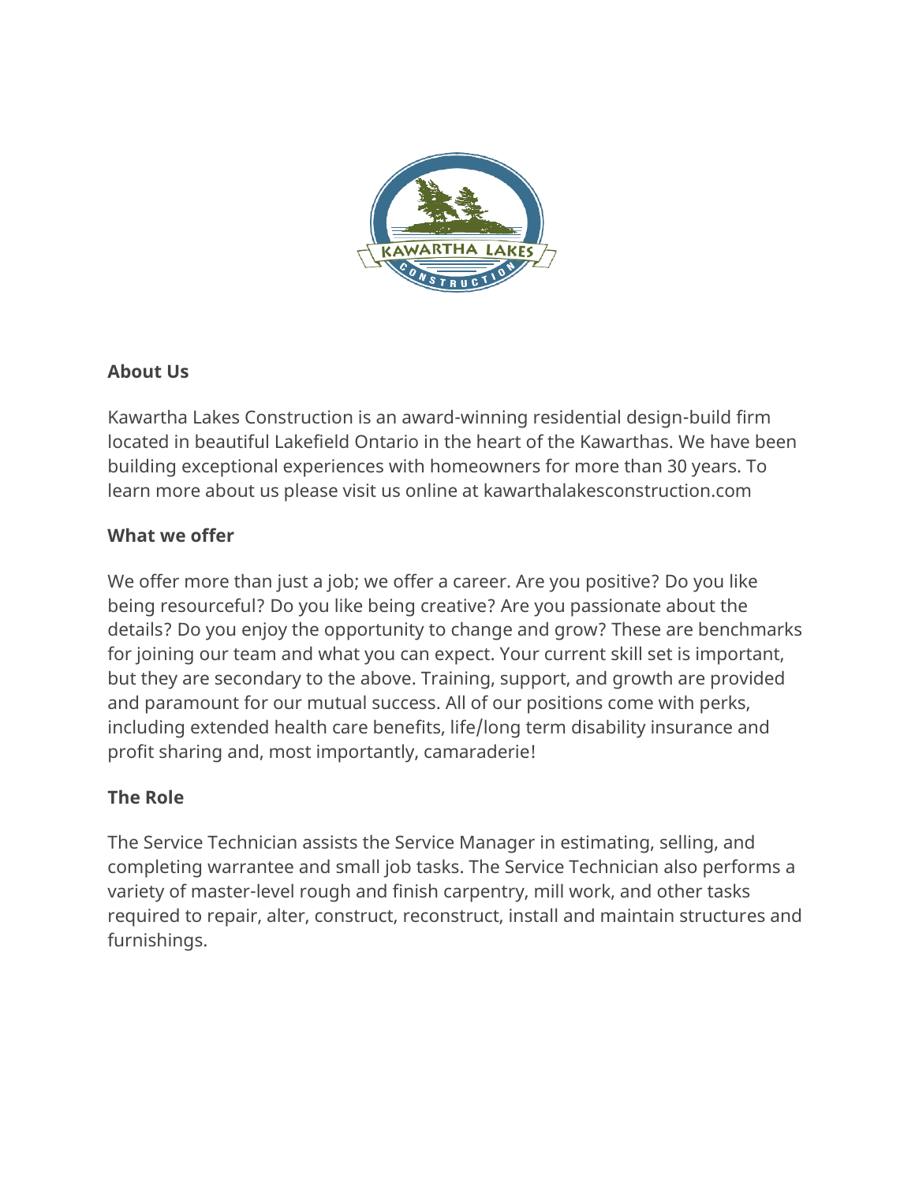## About Us

Kawartha Lakes Construction is an award-winning residential design-build firm located in beautiful Lakefield Ontario in the heart of the Kawarthas. We have been building exceptional experiences with homeowners for more than 30 years. To learn more about us please visit us online at kawarthalakesconstruction.com

## What we offer

We offer more than just a job; we offer a career. Are you positive? Do you like being resourceful? Do you like being creative? Are you passionate about the details? Do you enjoy the opportunity to change and grow? These are benchmarks for joining our team and what you can expect. Your current skill set is important, but they are secondary to the above. Training, support, and growth are provided and paramount for our mutual success. All of our positions come with perks, including extended health care benefits, life/long term disability insurance and profit sharing and, most importantly, camaraderie!

## The Role

The Service Technician assists the Service Manager in estimating, selling, and completing warrantee and small job tasks. The Service Technician also performs a variety of master-level rough and finish carpentry, mill work, and other tasks required to repair, alter, construct, reconstruct, install and maintain structures and furnishings.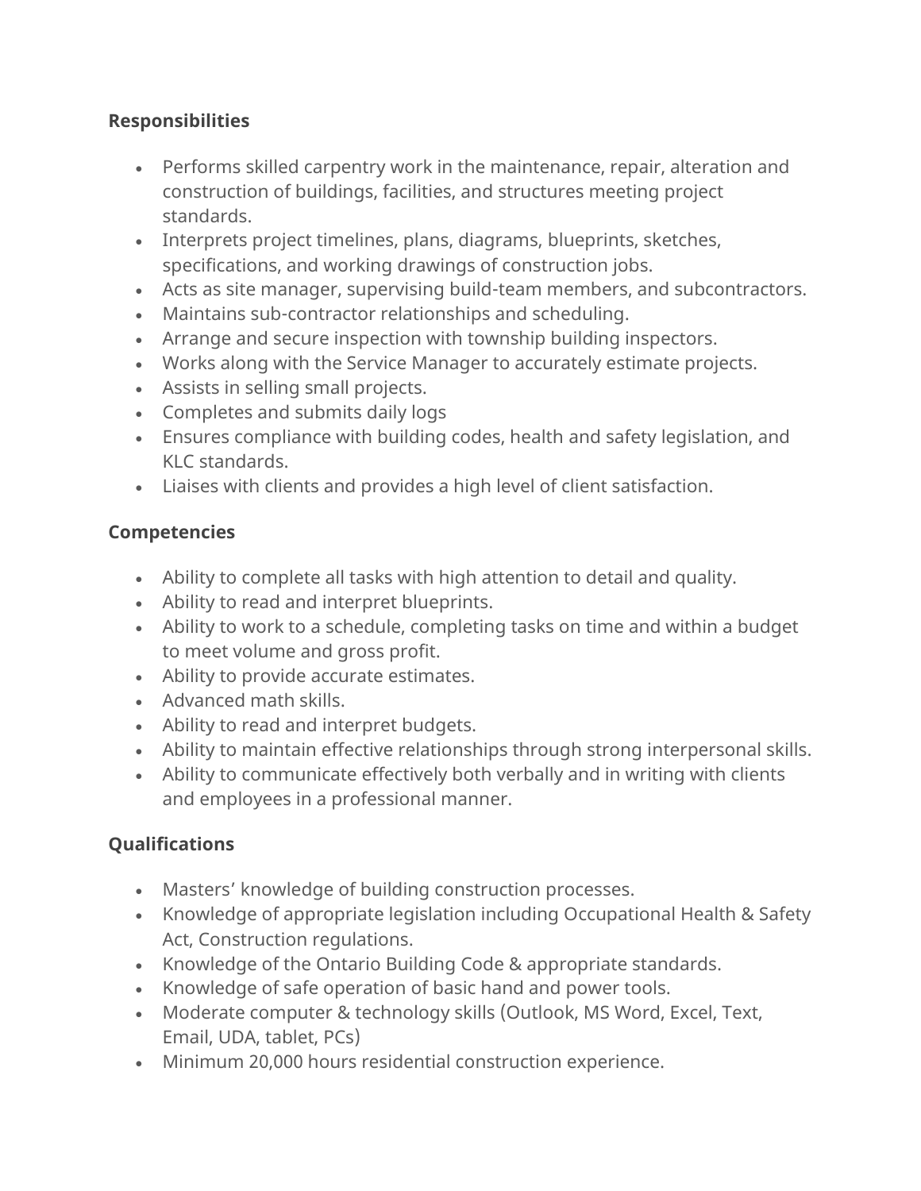**Responsibilities**

- Performs skilled carpentry work in the maintenance, repair, alteration and construction of buildings, facilities, and structures meeting project standards.
- Interprets project timelines, plans, diagrams, blueprints, sketches, specifications, and working drawings of construction jobs.
- Acts as site manager, supervising build-team members, and subcontractors.
- Maintains sub-contractor relationships and scheduling.
- Arrange and secure inspection with township building inspectors.
- Works along with the Service Manager to accurately estimate projects.
- Assists in selling small projects.
- Completes and submits daily logs
- Ensures compliance with building codes, health and safety legislation, and KLC standards.
- Liaises with clients and provides a high level of client satisfaction.

**Competencies**

- Ability to complete all tasks with high attention to detail and quality.
- Ability to read and interpret blueprints.
- Ability to work to a schedule, completing tasks on time and within a budget to meet volume and gross profit.
- Ability to provide accurate estimates.
- Advanced math skills.
- Ability to read and interpret budgets.
- Ability to maintain effective relationships through strong interpersonal skills.
- Ability to communicate effectively both verbally and in writing with clients and employees in a professional manner.

**Qualifications**

- Masters' knowledge of building construction processes.
- Knowledge of appropriate legislation including Occupational Health & Safety Act, Construction regulations.
- Knowledge of the Ontario Building Code & appropriate standards.
- Knowledge of safe operation of basic hand and power tools.
- Moderate computer & technology skills (Outlook, MS Word, Excel, Text, Email, UDA, tablet, PCs)
- Minimum 20,000 hours residential construction experience.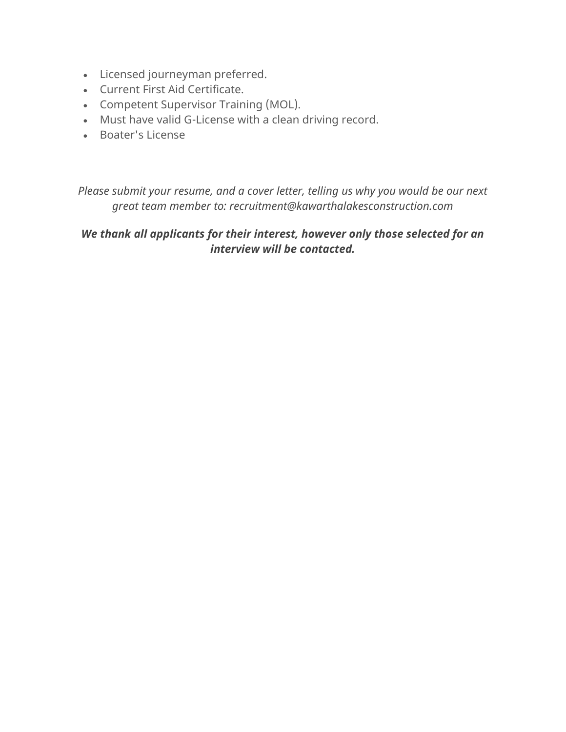- Licensed journeyman preferred.
- Current First Aid Certificate.
- Competent Supervisor Training (MOL).
- Must have valid G-License with a clean driving record.
- Boater's License

*Please submit your resume, and a cover letter, telling us why you would be our next great team member to: recruitment@kawarthalakesconstruction.com*

***We thank all applicants for their interest, however only those selected for an interview will be contacted.***